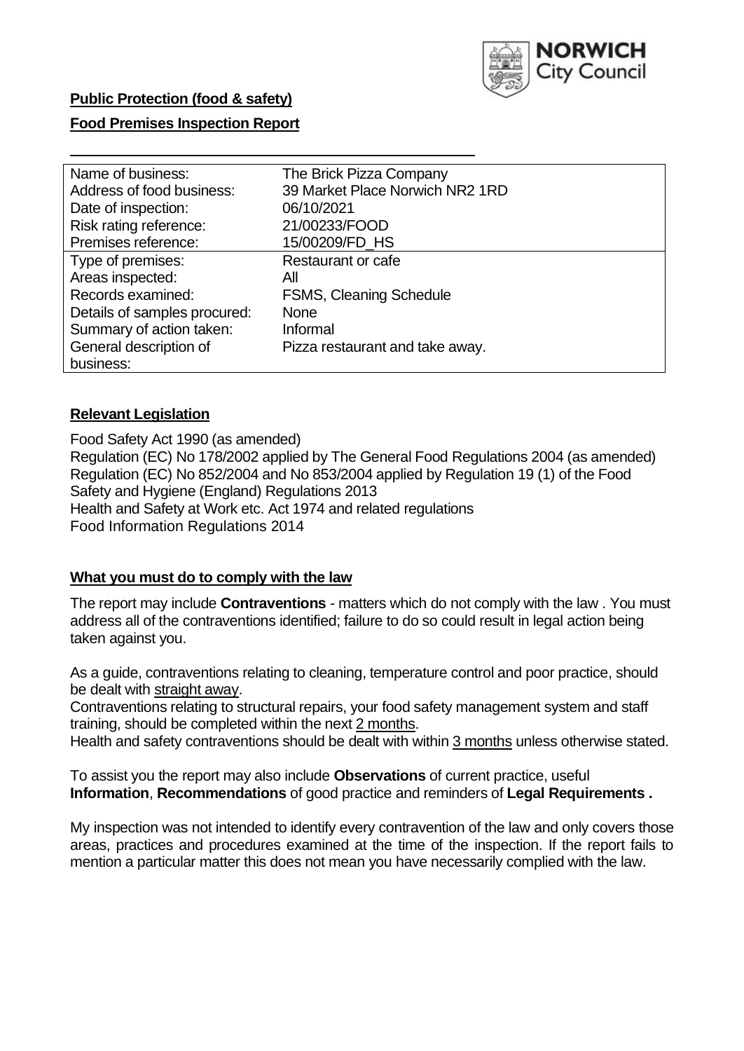**Public Protection (food & safety)**

**Food Premises Inspection Report**

| | |
|---|---|
| Name of business: | The Brick Pizza Company |
| Address of food business: | 39 Market Place Norwich NR2 1RD |
| Date of inspection: | 06/10/2021 |
| Risk rating reference: | 21/00233/FOOD |
| Premises reference: | 15/00209/FD_HS |
| Type of premises: | Restaurant or cafe |
| Areas inspected: | All |
| Records examined: | FSMS, Cleaning Schedule |
| Details of samples procured: | None |
| Summary of action taken: | Informal |
| General description of business: | Pizza restaurant and take away. |

## Relevant Legislation

Food Safety Act 1990 (as amended)
Regulation (EC) No 178/2002 applied by The General Food Regulations 2004 (as amended)
Regulation (EC) No 852/2004 and No 853/2004 applied by Regulation 19 (1) of the Food Safety and Hygiene (England) Regulations 2013
Health and Safety at Work etc. Act 1974 and related regulations
Food Information Regulations 2014

## What you must do to comply with the law

The report may include **Contraventions** - matters which do not comply with the law . You must address all of the contraventions identified; failure to do so could result in legal action being taken against you.

As a guide, contraventions relating to cleaning, temperature control and poor practice, should be dealt with straight away.

Contraventions relating to structural repairs, your food safety management system and staff training, should be completed within the next 2 months.

Health and safety contraventions should be dealt with within 3 months unless otherwise stated.

To assist you the report may also include **Observations** of current practice, useful **Information**, **Recommendations** of good practice and reminders of **Legal Requirements .**

My inspection was not intended to identify every contravention of the law and only covers those areas, practices and procedures examined at the time of the inspection. If the report fails to mention a particular matter this does not mean you have necessarily complied with the law.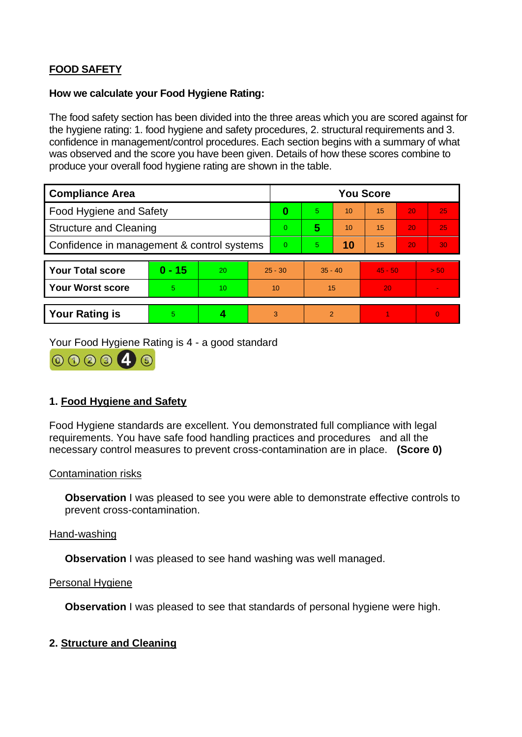## FOOD SAFETY

**How we calculate your Food Hygiene Rating:**

The food safety section has been divided into the three areas which you are scored against for the hygiene rating: 1. food hygiene and safety procedures, 2. structural requirements and 3. confidence in management/control procedures. Each section begins with a summary of what was observed and the score you have been given. Details of how these scores combine to produce your overall food hygiene rating are shown in the table.

| Compliance Area | You Score | | | | | |
|---|---|---|---|---|---|---|
| Food Hygiene and Safety | **0** | 5 | 10 | 15 | 20 | 25 |
| Structure and Cleaning | 0 | **5** | 10 | 15 | 20 | 25 |
| Confidence in management & control systems | 0 | 5 | **10** | 15 | 20 | 30 |

| | | | | | | |
|---|---|---|---|---|---|---|
| **Your Total score** | **0 - 15** | 20 | 25 - 30 | 35 - 40 | 45 - 50 | > 50 |
| **Your Worst score** | 5 | 10 | 10 | 15 | 20 | - |

| | | | | | | |
|---|---|---|---|---|---|---|
| **Your Rating is** | 5 | **4** | 3 | 2 | 1 | 0 |

Your Food Hygiene Rating is 4 - a good standard

### 1. Food Hygiene and Safety

Food Hygiene standards are excellent. You demonstrated full compliance with legal requirements. You have safe food handling practices and procedures and all the necessary control measures to prevent cross-contamination are in place. **(Score 0)**

Contamination risks

**Observation** I was pleased to see you were able to demonstrate effective controls to prevent cross-contamination.

Hand-washing

**Observation** I was pleased to see hand washing was well managed.

Personal Hygiene

**Observation** I was pleased to see that standards of personal hygiene were high.

### 2. Structure and Cleaning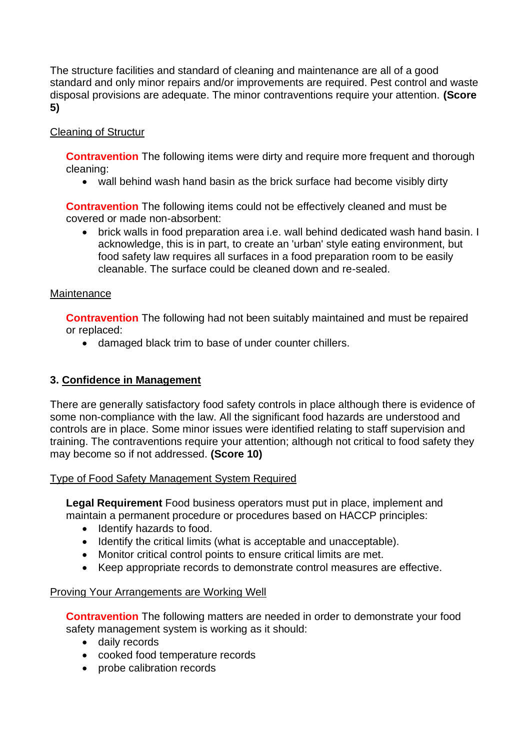The structure facilities and standard of cleaning and maintenance are all of a good standard and only minor repairs and/or improvements are required. Pest control and waste disposal provisions are adequate. The minor contraventions require your attention. **(Score 5)**

Cleaning of Structur

**Contravention** The following items were dirty and require more frequent and thorough cleaning:

- wall behind wash hand basin as the brick surface had become visibly dirty

**Contravention** The following items could not be effectively cleaned and must be covered or made non-absorbent:

- brick walls in food preparation area i.e. wall behind dedicated wash hand basin. I acknowledge, this is in part, to create an 'urban' style eating environment, but food safety law requires all surfaces in a food preparation room to be easily cleanable. The surface could be cleaned down and re-sealed.

Maintenance

**Contravention** The following had not been suitably maintained and must be repaired or replaced:

- damaged black trim to base of under counter chillers.

## 3. Confidence in Management

There are generally satisfactory food safety controls in place although there is evidence of some non-compliance with the law. All the significant food hazards are understood and controls are in place. Some minor issues were identified relating to staff supervision and training. The contraventions require your attention; although not critical to food safety they may become so if not addressed. **(Score 10)**

Type of Food Safety Management System Required

**Legal Requirement** Food business operators must put in place, implement and maintain a permanent procedure or procedures based on HACCP principles:

- Identify hazards to food.
- Identify the critical limits (what is acceptable and unacceptable).
- Monitor critical control points to ensure critical limits are met.
- Keep appropriate records to demonstrate control measures are effective.

Proving Your Arrangements are Working Well

**Contravention** The following matters are needed in order to demonstrate your food safety management system is working as it should:

- daily records
- cooked food temperature records
- probe calibration records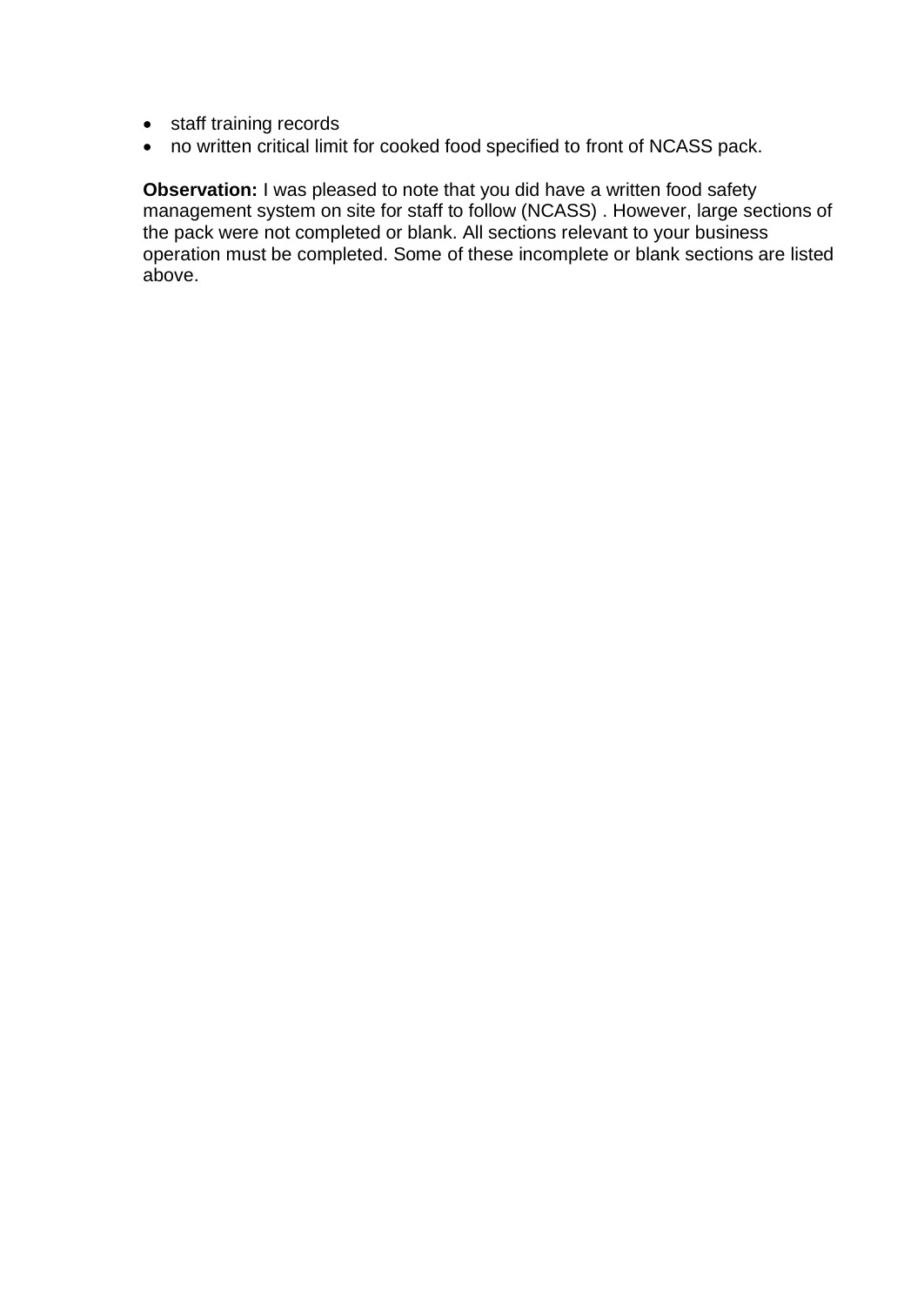- staff training records
- no written critical limit for cooked food specified to front of NCASS pack.

**Observation:** I was pleased to note that you did have a written food safety management system on site for staff to follow (NCASS) . However, large sections of the pack were not completed or blank. All sections relevant to your business operation must be completed. Some of these incomplete or blank sections are listed above.